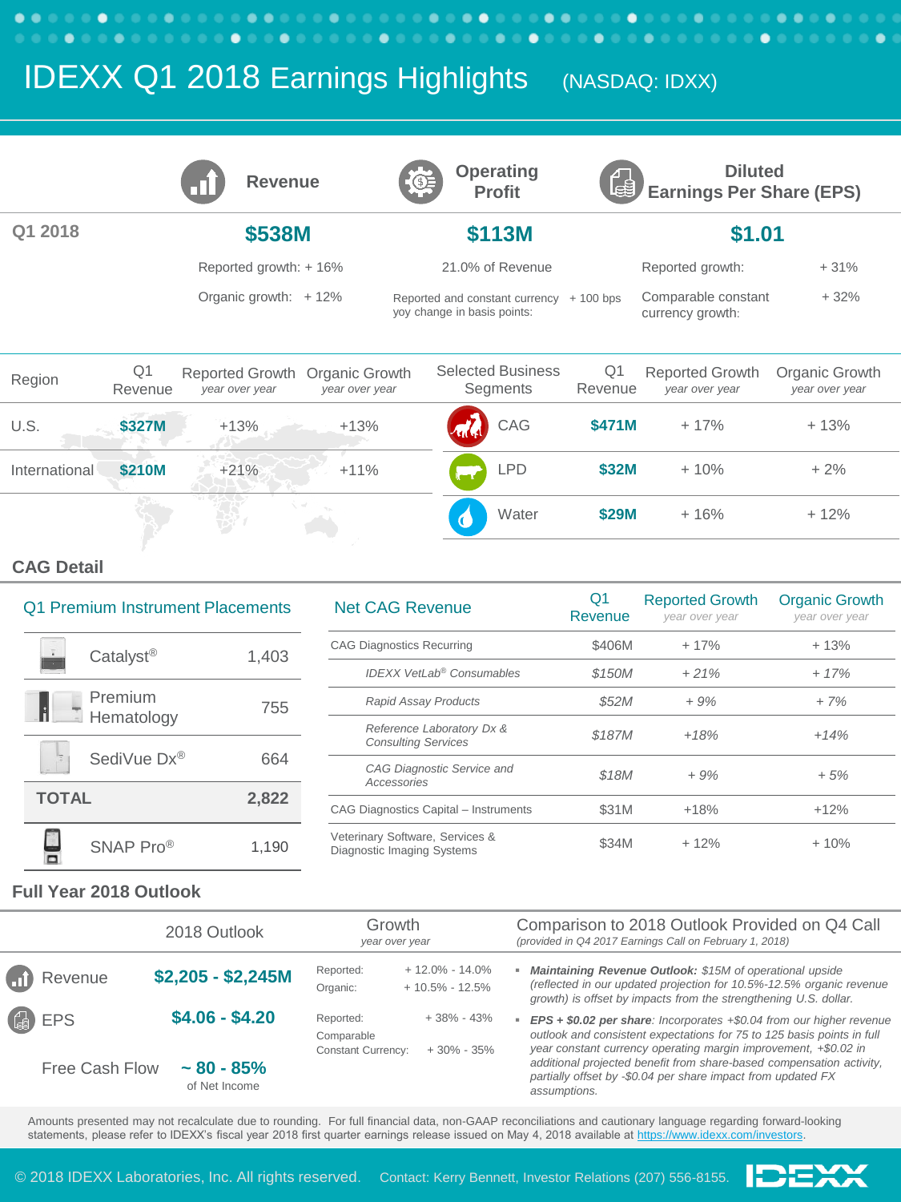# IDEXX Q1 2018 Earnings Highlights (NASDAQ: IDXX)

| | Revenue | Operating Profit | Diluted Earnings Per Share (EPS) |
|---|---|---|---|
| Q1 2018 | **$538M** | **$113M** | **$1.01** |
| | Reported growth: + 16% | 21.0% of Revenue | Reported growth: + 31% |
| | Organic growth: + 12% | Reported and constant currency yoy change in basis points: + 100 bps | Comparable constant currency growth: + 32% |

| Region | Q1 Revenue | Reported Growth *year over year* | Organic Growth *year over year* |
|---|---|---|---|
| U.S. | $327M | +13% | +13% |
| International | $210M | +21% | +11% |

| Selected Business Segments | Q1 Revenue | Reported Growth *year over year* | Organic Growth *year over year* |
|---|---|---|---|
| CAG | $471M | + 17% | + 13% |
| LPD | $32M | + 10% | + 2% |
| Water | $29M | + 16% | + 12% |

## CAG Detail

| Q1 Premium Instrument Placements | |
|---|---|
| Catalyst® | 1,403 |
| Premium Hematology | 755 |
| SediVue Dx® | 664 |
| **TOTAL** | **2,822** |
| SNAP Pro® | 1,190 |

| Net CAG Revenue | Q1 Revenue | Reported Growth *year over year* | Organic Growth *year over year* |
|---|---|---|---|
| CAG Diagnostics Recurring | $406M | + 17% | + 13% |
| *IDEXX VetLab® Consumables* | *$150M* | *+ 21%* | *+ 17%* |
| *Rapid Assay Products* | *$52M* | *+ 9%* | *+ 7%* |
| *Reference Laboratory Dx & Consulting Services* | *$187M* | *+18%* | *+14%* |
| *CAG Diagnostic Service and Accessories* | *$18M* | *+ 9%* | *+ 5%* |
| CAG Diagnostics Capital – Instruments | $31M | +18% | +12% |
| Veterinary Software, Services & Diagnostic Imaging Systems | $34M | + 12% | + 10% |

## Full Year 2018 Outlook

| | 2018 Outlook | Growth *year over year* | |
|---|---|---|---|
| Revenue | **$2,205 - $2,245M** | Reported: | + 12.0% - 14.0% |
| | | Organic: | + 10.5% - 12.5% |
| EPS | **$4.06 - $4.20** | Reported: | + 38% - 43% |
| | | Comparable Constant Currency: | + 30% - 35% |
| Free Cash Flow | **~ 80 - 85%** of Net Income | | |

### Comparison to 2018 Outlook Provided on Q4 Call
*(provided in Q4 2017 Earnings Call on February 1, 2018)*

- ***Maintaining Revenue Outlook:*** *$15M of operational upside (reflected in our updated projection for 10.5%-12.5% organic revenue growth) is offset by impacts from the strengthening U.S. dollar.*
- ***EPS + $0.02 per share****: Incorporates +$0.04 from our higher revenue outlook and consistent expectations for 75 to 125 basis points in full year constant currency operating margin improvement, +$0.02 in additional projected benefit from share-based compensation activity, partially offset by -$0.04 per share impact from updated FX assumptions.*

Amounts presented may not recalculate due to rounding. For full financial data, non-GAAP reconciliations and cautionary language regarding forward-looking statements, please refer to IDEXX's fiscal year 2018 first quarter earnings release issued on May 4, 2018 available at https://www.idexx.com/investors.

© 2018 IDEXX Laboratories, Inc. All rights reserved. Contact: Kerry Bennett, Investor Relations (207) 556-8155.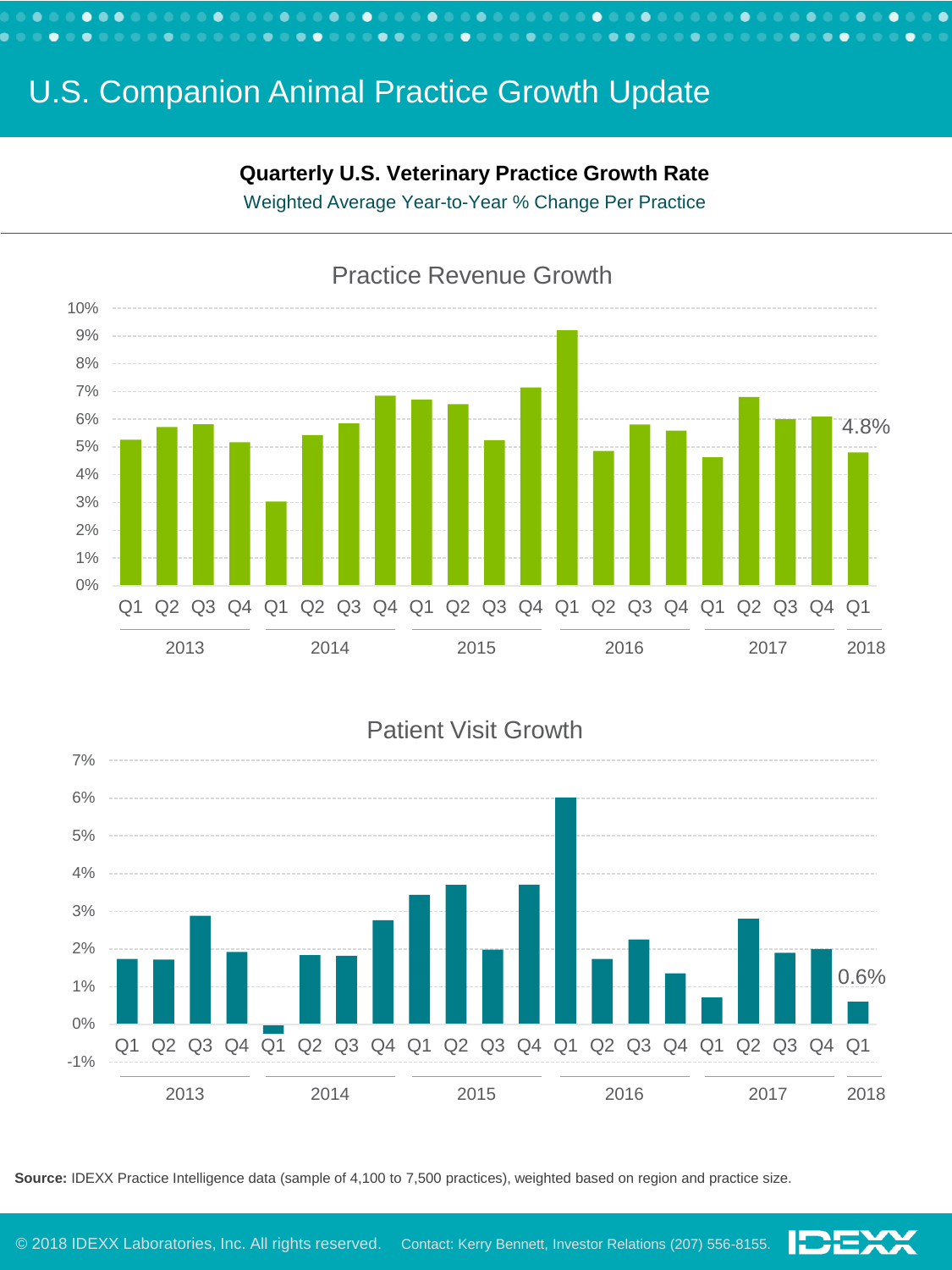# U.S. Companion Animal Practice Growth Update

**Quarterly U.S. Veterinary Practice Growth Rate**

Weighted Average Year-to-Year % Change Per Practice

## Practice Revenue Growth

10%
9%
8%
7%
6%
5%
4%
3%
2%
1%
0%

4.8%

Q1 Q2 Q3 Q4 Q1 Q2 Q3 Q4 Q1 Q2 Q3 Q4 Q1 Q2 Q3 Q4 Q1 Q2 Q3 Q4 Q1

2013 2014 2015 2016 2017 2018

## Patient Visit Growth

7%
6%
5%
4%
3%
2%
1%
0%
-1%

0.6%

Q1 Q2 Q3 Q4 Q1 Q2 Q3 Q4 Q1 Q2 Q3 Q4 Q1 Q2 Q3 Q4 Q1 Q2 Q3 Q4 Q1

2013 2014 2015 2016 2017 2018

**Source:** IDEXX Practice Intelligence data (sample of 4,100 to 7,500 practices), weighted based on region and practice size.

© 2018 IDEXX Laboratories, Inc. All rights reserved. Contact: Kerry Bennett, Investor Relations (207) 556-8155.